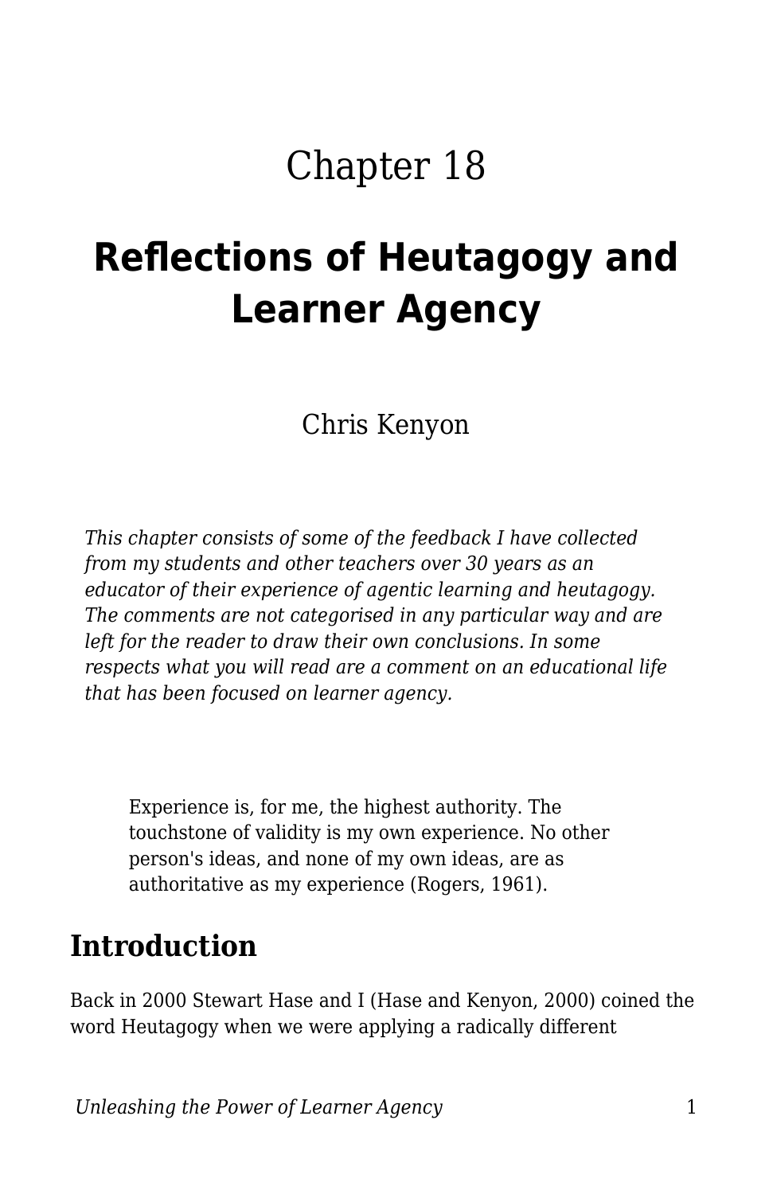Chapter 18

# Reflections of Heutagogy and Learner Agency

Chris Kenyon

*This chapter consists of some of the feedback I have collected from my students and other teachers over 30 years as an educator of their experience of agentic learning and heutagogy. The comments are not categorised in any particular way and are left for the reader to draw their own conclusions. In some respects what you will read are a comment on an educational life that has been focused on learner agency.*

> Experience is, for me, the highest authority. The touchstone of validity is my own experience. No other person's ideas, and none of my own ideas, are as authoritative as my experience (Rogers, 1961).

## Introduction

Back in 2000 Stewart Hase and I (Hase and Kenyon, 2000) coined the word Heutagogy when we were applying a radically different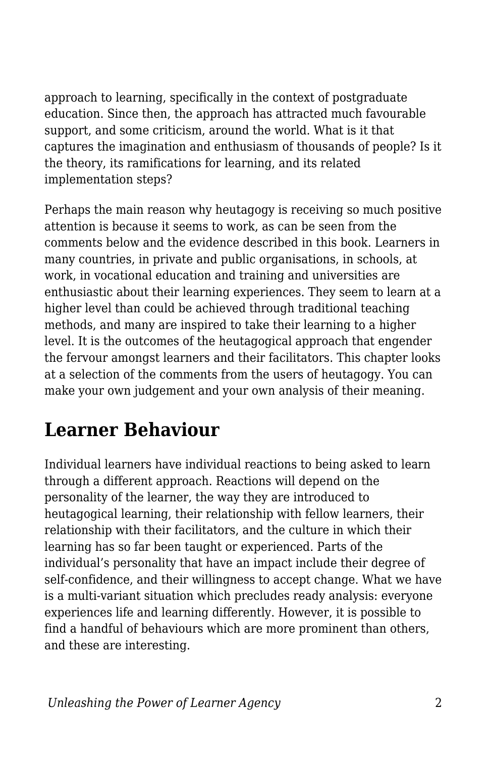approach to learning, specifically in the context of postgraduate education. Since then, the approach has attracted much favourable support, and some criticism, around the world. What is it that captures the imagination and enthusiasm of thousands of people? Is it the theory, its ramifications for learning, and its related implementation steps?

Perhaps the main reason why heutagogy is receiving so much positive attention is because it seems to work, as can be seen from the comments below and the evidence described in this book. Learners in many countries, in private and public organisations, in schools, at work, in vocational education and training and universities are enthusiastic about their learning experiences. They seem to learn at a higher level than could be achieved through traditional teaching methods, and many are inspired to take their learning to a higher level. It is the outcomes of the heutagogical approach that engender the fervour amongst learners and their facilitators. This chapter looks at a selection of the comments from the users of heutagogy. You can make your own judgement and your own analysis of their meaning.

## Learner Behaviour

Individual learners have individual reactions to being asked to learn through a different approach. Reactions will depend on the personality of the learner, the way they are introduced to heutagogical learning, their relationship with fellow learners, their relationship with their facilitators, and the culture in which their learning has so far been taught or experienced. Parts of the individual's personality that have an impact include their degree of self-confidence, and their willingness to accept change. What we have is a multi-variant situation which precludes ready analysis: everyone experiences life and learning differently. However, it is possible to find a handful of behaviours which are more prominent than others, and these are interesting.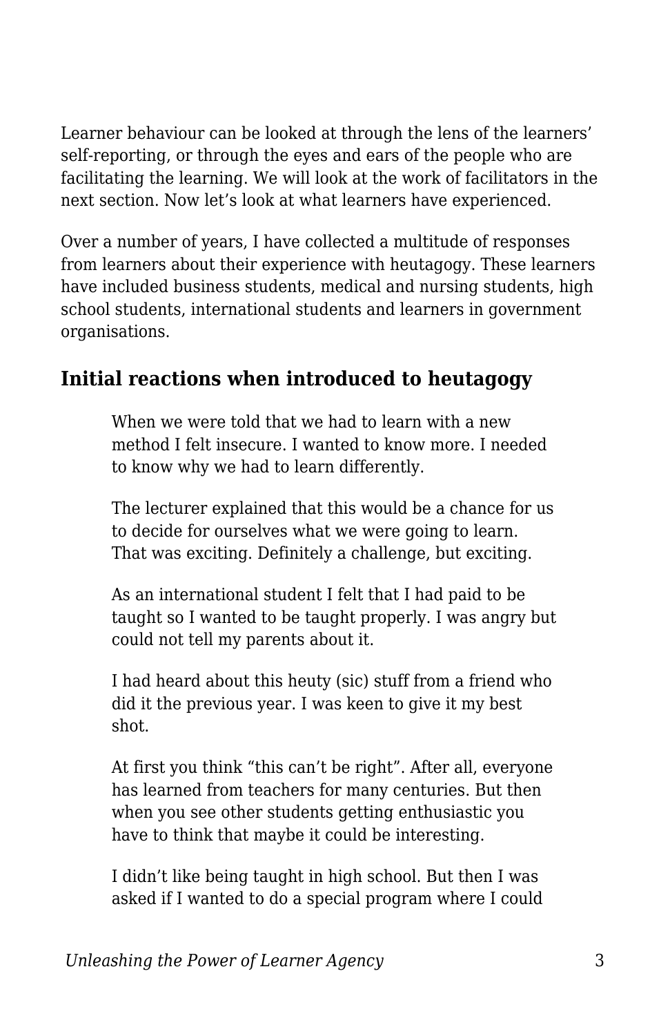Learner behaviour can be looked at through the lens of the learners' self-reporting, or through the eyes and ears of the people who are facilitating the learning. We will look at the work of facilitators in the next section. Now let's look at what learners have experienced.

Over a number of years, I have collected a multitude of responses from learners about their experience with heutagogy. These learners have included business students, medical and nursing students, high school students, international students and learners in government organisations.

### Initial reactions when introduced to heutagogy

> When we were told that we had to learn with a new method I felt insecure. I wanted to know more. I needed to know why we had to learn differently.
>
> The lecturer explained that this would be a chance for us to decide for ourselves what we were going to learn. That was exciting. Definitely a challenge, but exciting.
>
> As an international student I felt that I had paid to be taught so I wanted to be taught properly. I was angry but could not tell my parents about it.
>
> I had heard about this heuty (sic) stuff from a friend who did it the previous year. I was keen to give it my best shot.
>
> At first you think "this can't be right". After all, everyone has learned from teachers for many centuries. But then when you see other students getting enthusiastic you have to think that maybe it could be interesting.
>
> I didn't like being taught in high school. But then I was asked if I wanted to do a special program where I could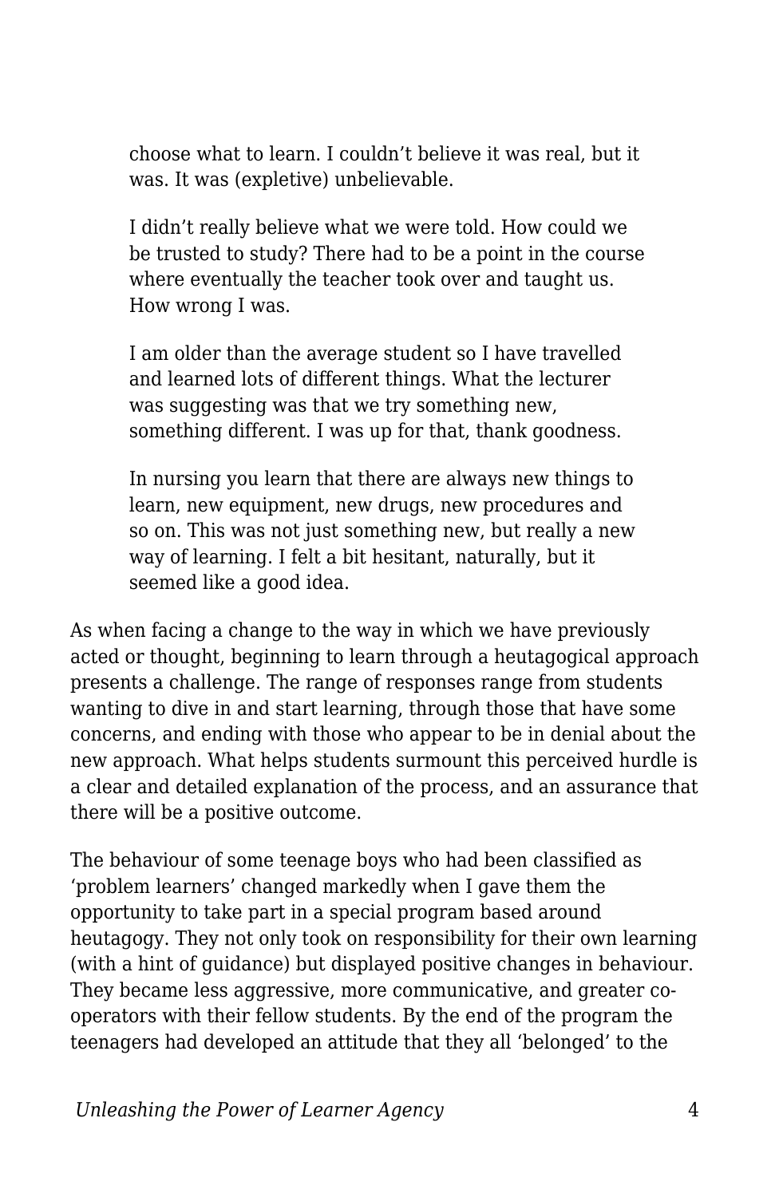> choose what to learn. I couldn’t believe it was real, but it was. It was (expletive) unbelievable.
>
> I didn’t really believe what we were told. How could we be trusted to study? There had to be a point in the course where eventually the teacher took over and taught us. How wrong I was.
>
> I am older than the average student so I have travelled and learned lots of different things. What the lecturer was suggesting was that we try something new, something different. I was up for that, thank goodness.
>
> In nursing you learn that there are always new things to learn, new equipment, new drugs, new procedures and so on. This was not just something new, but really a new way of learning. I felt a bit hesitant, naturally, but it seemed like a good idea.

As when facing a change to the way in which we have previously acted or thought, beginning to learn through a heutagogical approach presents a challenge. The range of responses range from students wanting to dive in and start learning, through those that have some concerns, and ending with those who appear to be in denial about the new approach. What helps students surmount this perceived hurdle is a clear and detailed explanation of the process, and an assurance that there will be a positive outcome.

The behaviour of some teenage boys who had been classified as ‘problem learners’ changed markedly when I gave them the opportunity to take part in a special program based around heutagogy. They not only took on responsibility for their own learning (with a hint of guidance) but displayed positive changes in behaviour. They became less aggressive, more communicative, and greater co-operators with their fellow students. By the end of the program the teenagers had developed an attitude that they all ‘belonged’ to the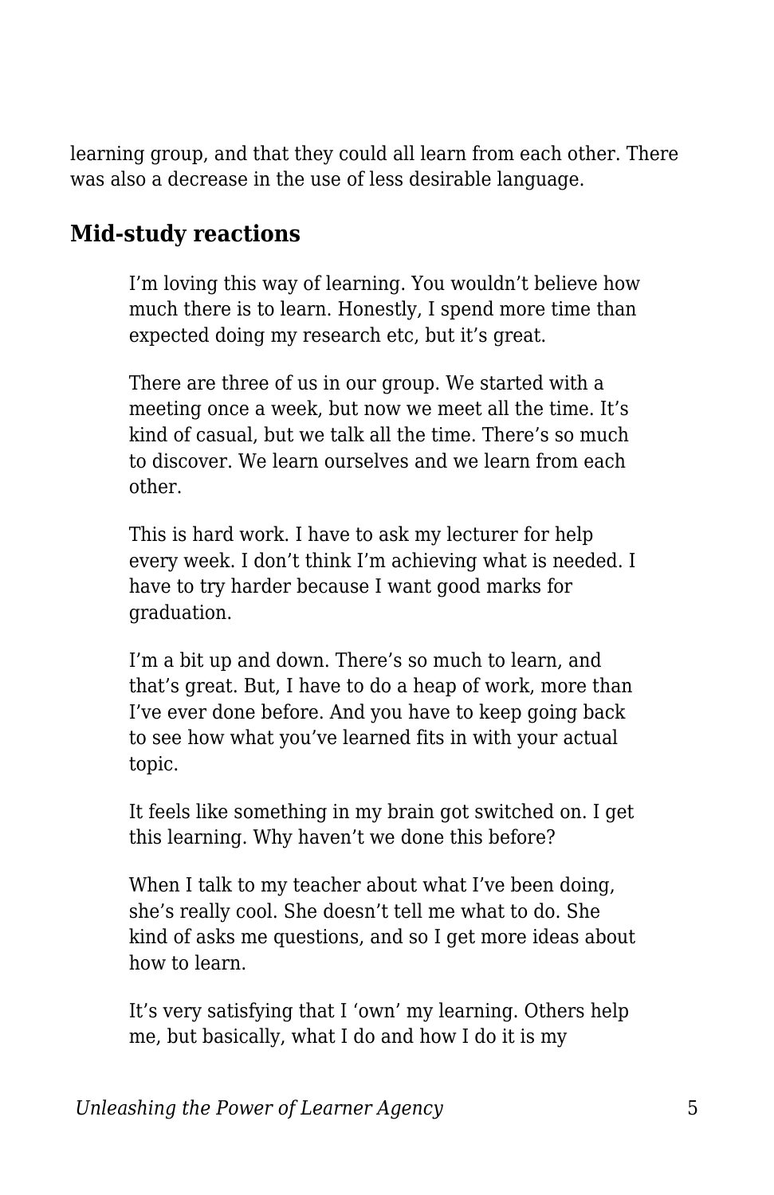learning group, and that they could all learn from each other. There was also a decrease in the use of less desirable language.

## Mid-study reactions

> I'm loving this way of learning. You wouldn't believe how much there is to learn. Honestly, I spend more time than expected doing my research etc, but it's great.
>
> There are three of us in our group. We started with a meeting once a week, but now we meet all the time. It's kind of casual, but we talk all the time. There's so much to discover. We learn ourselves and we learn from each other.
>
> This is hard work. I have to ask my lecturer for help every week. I don't think I'm achieving what is needed. I have to try harder because I want good marks for graduation.
>
> I'm a bit up and down. There's so much to learn, and that's great. But, I have to do a heap of work, more than I've ever done before. And you have to keep going back to see how what you've learned fits in with your actual topic.
>
> It feels like something in my brain got switched on. I get this learning. Why haven't we done this before?
>
> When I talk to my teacher about what I've been doing, she's really cool. She doesn't tell me what to do. She kind of asks me questions, and so I get more ideas about how to learn.
>
> It's very satisfying that I 'own' my learning. Others help me, but basically, what I do and how I do it is my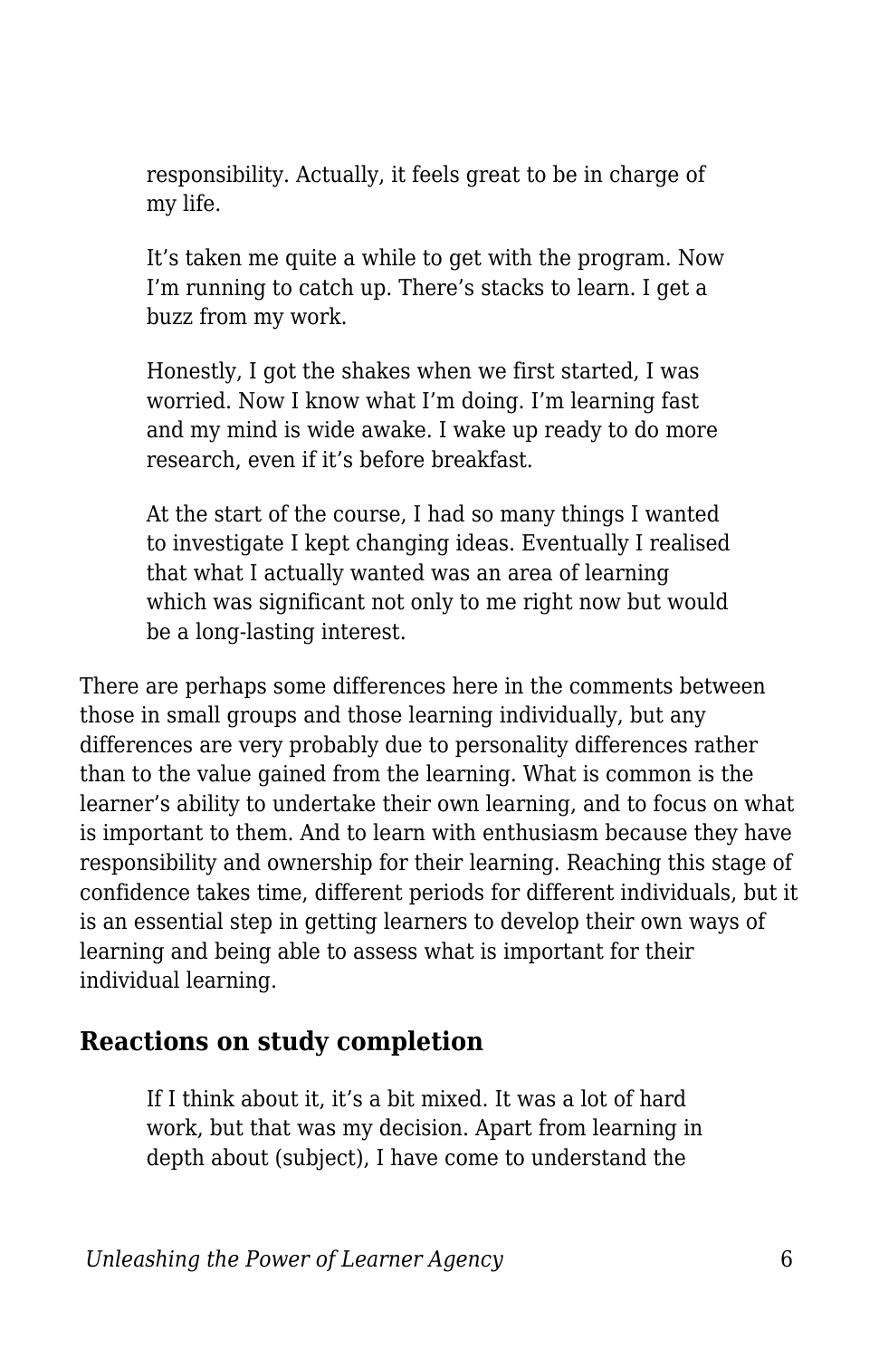> responsibility. Actually, it feels great to be in charge of my life.
>
> It's taken me quite a while to get with the program. Now I'm running to catch up. There's stacks to learn. I get a buzz from my work.
>
> Honestly, I got the shakes when we first started, I was worried. Now I know what I'm doing. I'm learning fast and my mind is wide awake. I wake up ready to do more research, even if it's before breakfast.
>
> At the start of the course, I had so many things I wanted to investigate I kept changing ideas. Eventually I realised that what I actually wanted was an area of learning which was significant not only to me right now but would be a long-lasting interest.

There are perhaps some differences here in the comments between those in small groups and those learning individually, but any differences are very probably due to personality differences rather than to the value gained from the learning. What is common is the learner's ability to undertake their own learning, and to focus on what is important to them. And to learn with enthusiasm because they have responsibility and ownership for their learning. Reaching this stage of confidence takes time, different periods for different individuals, but it is an essential step in getting learners to develop their own ways of learning and being able to assess what is important for their individual learning.

### Reactions on study completion

> If I think about it, it's a bit mixed. It was a lot of hard work, but that was my decision. Apart from learning in depth about (subject), I have come to understand the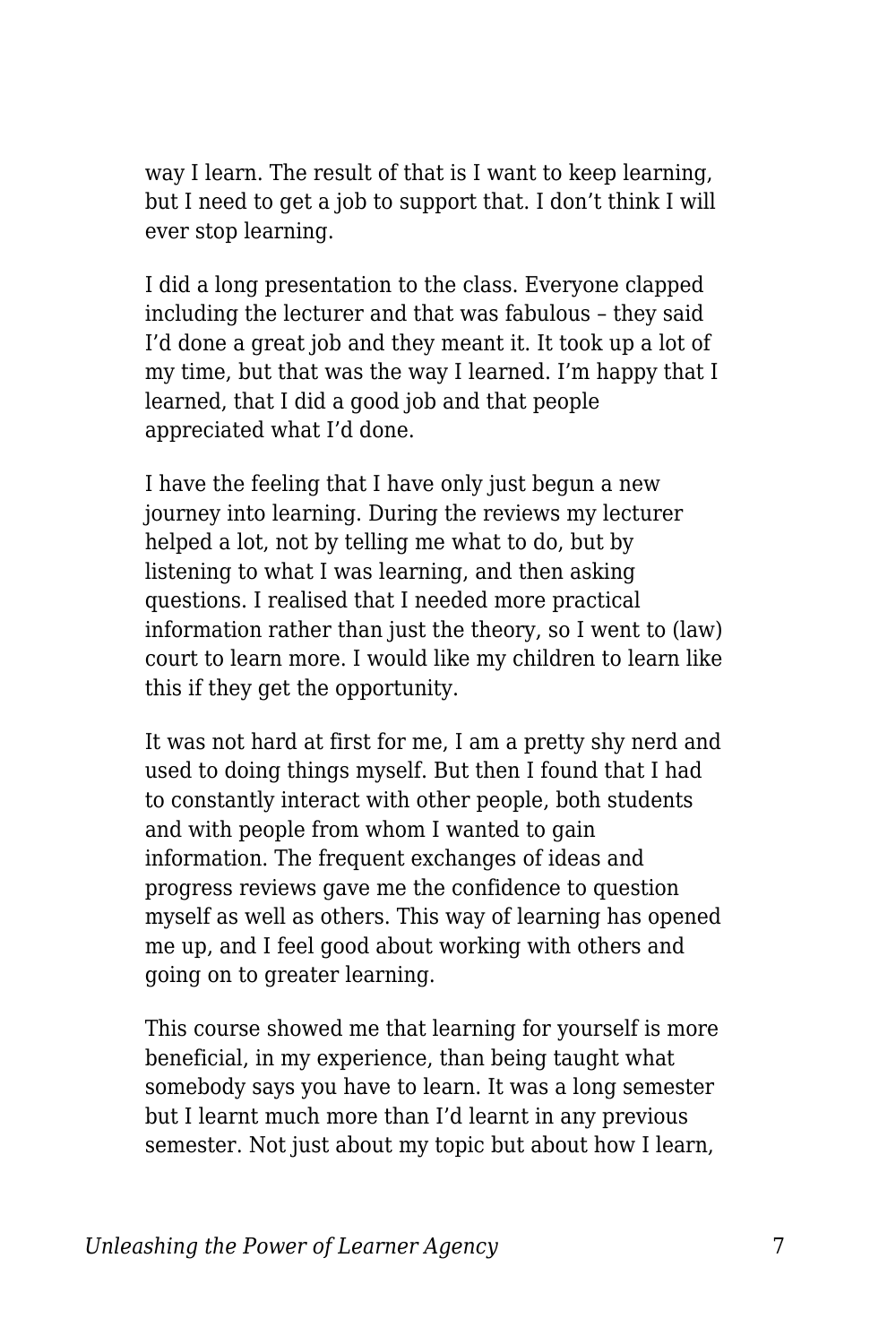way I learn. The result of that is I want to keep learning, but I need to get a job to support that. I don't think I will ever stop learning.

I did a long presentation to the class. Everyone clapped including the lecturer and that was fabulous – they said I'd done a great job and they meant it. It took up a lot of my time, but that was the way I learned. I'm happy that I learned, that I did a good job and that people appreciated what I'd done.

I have the feeling that I have only just begun a new journey into learning. During the reviews my lecturer helped a lot, not by telling me what to do, but by listening to what I was learning, and then asking questions. I realised that I needed more practical information rather than just the theory, so I went to (law) court to learn more. I would like my children to learn like this if they get the opportunity.

It was not hard at first for me, I am a pretty shy nerd and used to doing things myself. But then I found that I had to constantly interact with other people, both students and with people from whom I wanted to gain information. The frequent exchanges of ideas and progress reviews gave me the confidence to question myself as well as others. This way of learning has opened me up, and I feel good about working with others and going on to greater learning.

This course showed me that learning for yourself is more beneficial, in my experience, than being taught what somebody says you have to learn. It was a long semester but I learnt much more than I'd learnt in any previous semester. Not just about my topic but about how I learn,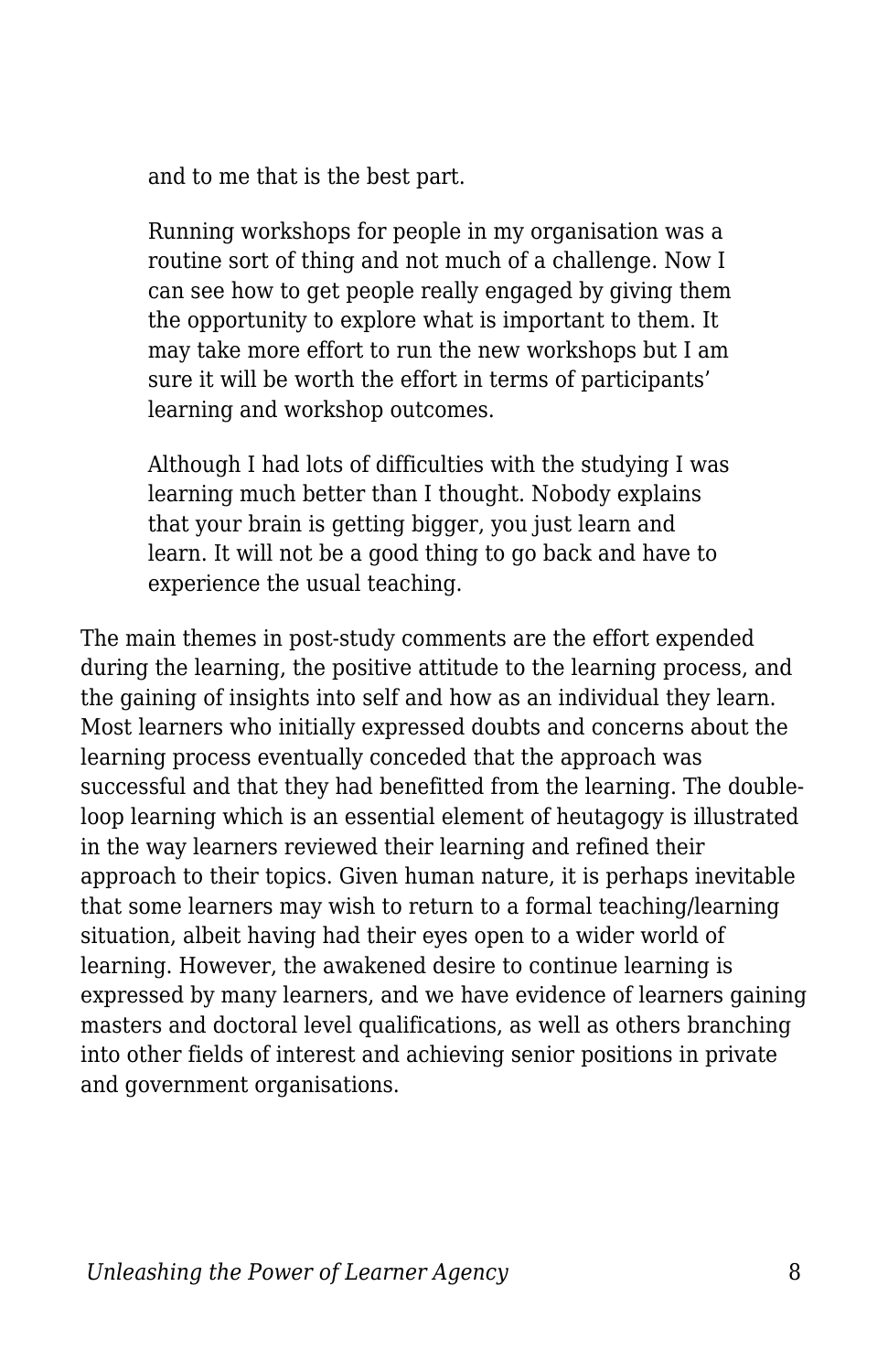> and to me that is the best part.
>
> Running workshops for people in my organisation was a routine sort of thing and not much of a challenge. Now I can see how to get people really engaged by giving them the opportunity to explore what is important to them. It may take more effort to run the new workshops but I am sure it will be worth the effort in terms of participants' learning and workshop outcomes.
>
> Although I had lots of difficulties with the studying I was learning much better than I thought. Nobody explains that your brain is getting bigger, you just learn and learn. It will not be a good thing to go back and have to experience the usual teaching.

The main themes in post-study comments are the effort expended during the learning, the positive attitude to the learning process, and the gaining of insights into self and how as an individual they learn. Most learners who initially expressed doubts and concerns about the learning process eventually conceded that the approach was successful and that they had benefitted from the learning. The double-loop learning which is an essential element of heutagogy is illustrated in the way learners reviewed their learning and refined their approach to their topics. Given human nature, it is perhaps inevitable that some learners may wish to return to a formal teaching/learning situation, albeit having had their eyes open to a wider world of learning. However, the awakened desire to continue learning is expressed by many learners, and we have evidence of learners gaining masters and doctoral level qualifications, as well as others branching into other fields of interest and achieving senior positions in private and government organisations.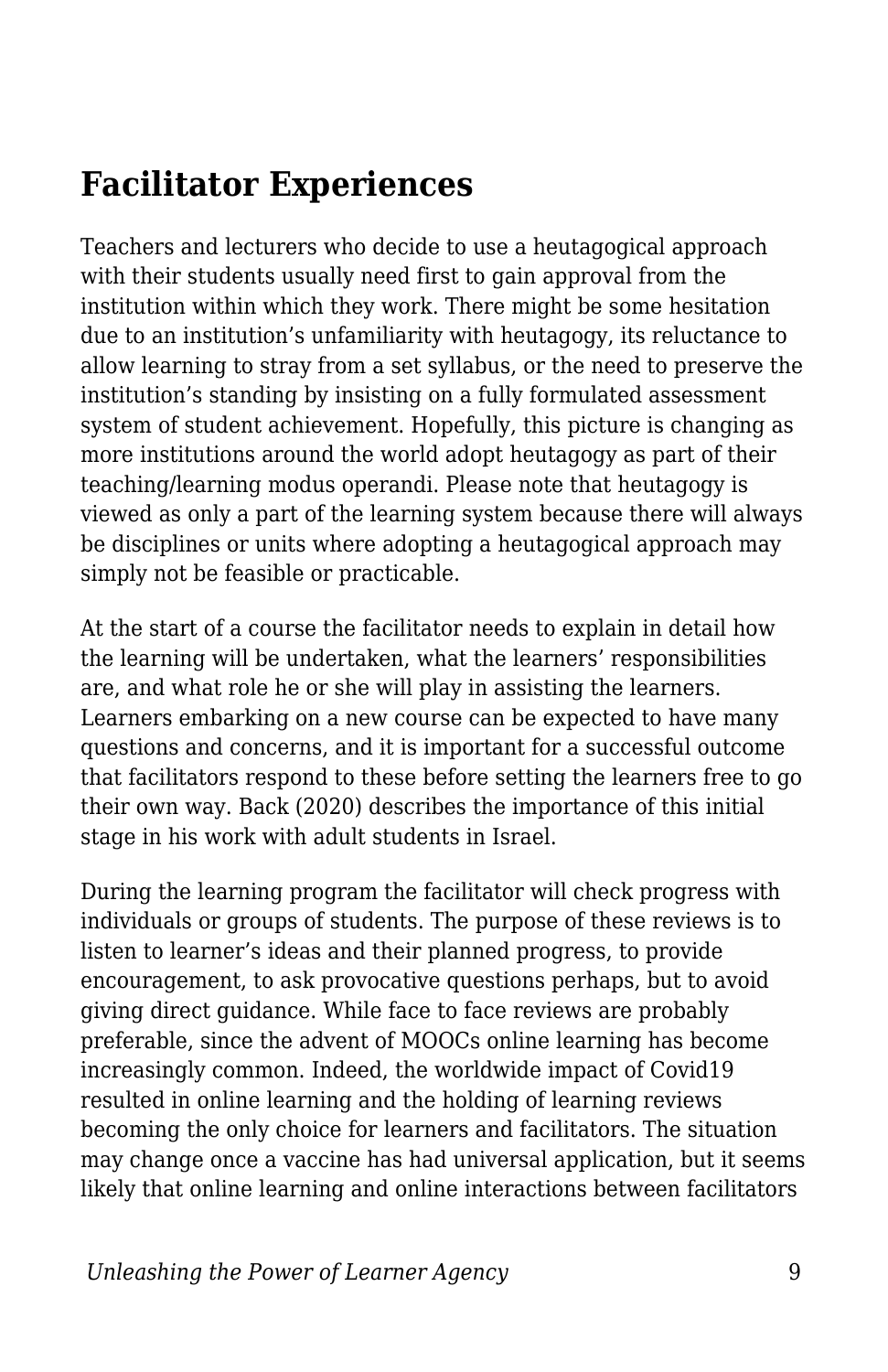## Facilitator Experiences

Teachers and lecturers who decide to use a heutagogical approach with their students usually need first to gain approval from the institution within which they work. There might be some hesitation due to an institution's unfamiliarity with heutagogy, its reluctance to allow learning to stray from a set syllabus, or the need to preserve the institution's standing by insisting on a fully formulated assessment system of student achievement. Hopefully, this picture is changing as more institutions around the world adopt heutagogy as part of their teaching/learning modus operandi. Please note that heutagogy is viewed as only a part of the learning system because there will always be disciplines or units where adopting a heutagogical approach may simply not be feasible or practicable.

At the start of a course the facilitator needs to explain in detail how the learning will be undertaken, what the learners' responsibilities are, and what role he or she will play in assisting the learners. Learners embarking on a new course can be expected to have many questions and concerns, and it is important for a successful outcome that facilitators respond to these before setting the learners free to go their own way. Back (2020) describes the importance of this initial stage in his work with adult students in Israel.

During the learning program the facilitator will check progress with individuals or groups of students. The purpose of these reviews is to listen to learner's ideas and their planned progress, to provide encouragement, to ask provocative questions perhaps, but to avoid giving direct guidance. While face to face reviews are probably preferable, since the advent of MOOCs online learning has become increasingly common. Indeed, the worldwide impact of Covid19 resulted in online learning and the holding of learning reviews becoming the only choice for learners and facilitators. The situation may change once a vaccine has had universal application, but it seems likely that online learning and online interactions between facilitators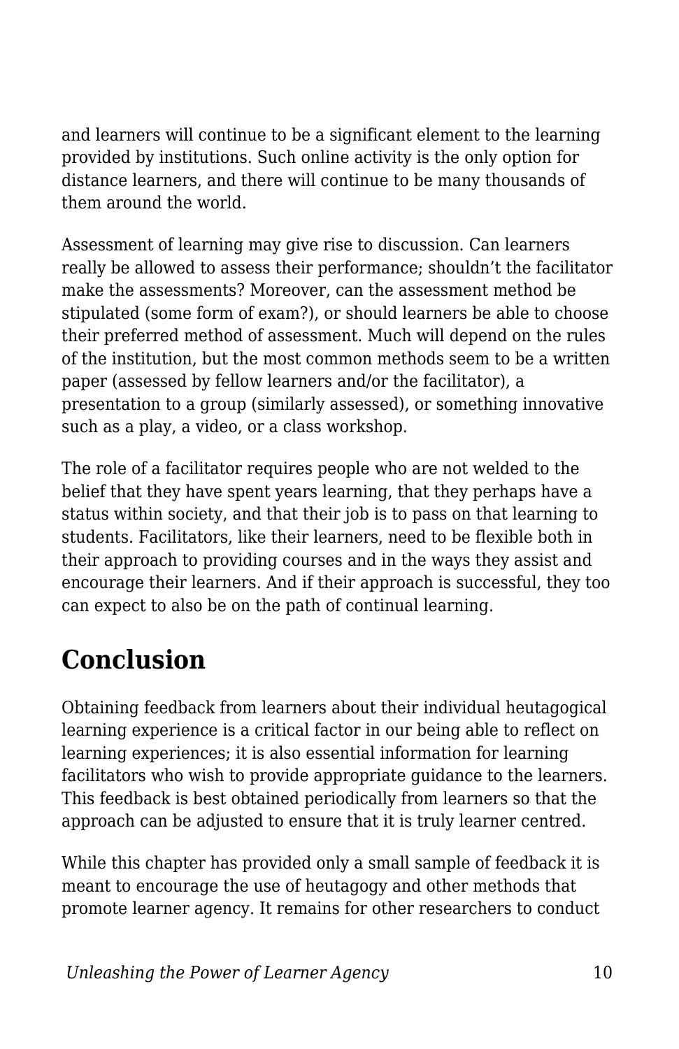and learners will continue to be a significant element to the learning provided by institutions. Such online activity is the only option for distance learners, and there will continue to be many thousands of them around the world.

Assessment of learning may give rise to discussion. Can learners really be allowed to assess their performance; shouldn't the facilitator make the assessments? Moreover, can the assessment method be stipulated (some form of exam?), or should learners be able to choose their preferred method of assessment. Much will depend on the rules of the institution, but the most common methods seem to be a written paper (assessed by fellow learners and/or the facilitator), a presentation to a group (similarly assessed), or something innovative such as a play, a video, or a class workshop.

The role of a facilitator requires people who are not welded to the belief that they have spent years learning, that they perhaps have a status within society, and that their job is to pass on that learning to students. Facilitators, like their learners, need to be flexible both in their approach to providing courses and in the ways they assist and encourage their learners. And if their approach is successful, they too can expect to also be on the path of continual learning.

## Conclusion

Obtaining feedback from learners about their individual heutagogical learning experience is a critical factor in our being able to reflect on learning experiences; it is also essential information for learning facilitators who wish to provide appropriate guidance to the learners. This feedback is best obtained periodically from learners so that the approach can be adjusted to ensure that it is truly learner centred.

While this chapter has provided only a small sample of feedback it is meant to encourage the use of heutagogy and other methods that promote learner agency. It remains for other researchers to conduct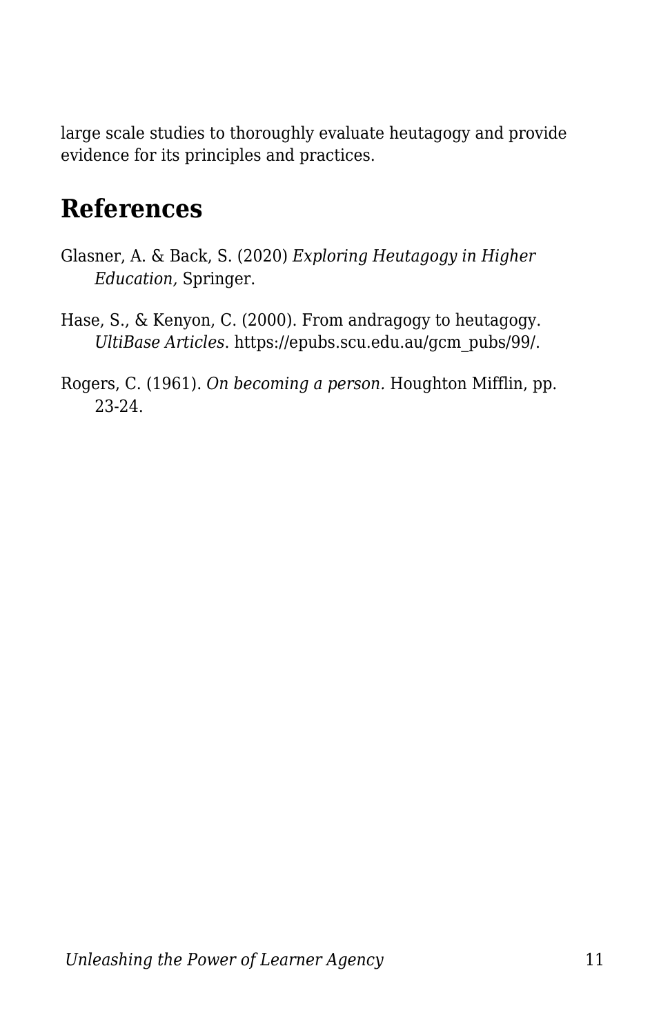large scale studies to thoroughly evaluate heutagogy and provide evidence for its principles and practices.

## References

Glasner, A. & Back, S. (2020) *Exploring Heutagogy in Higher Education,* Springer.

Hase, S., & Kenyon, C. (2000). From andragogy to heutagogy. *UltiBase Articles.* https://epubs.scu.edu.au/gcm_pubs/99/.

Rogers, C. (1961). *On becoming a person.* Houghton Mifflin, pp. 23-24.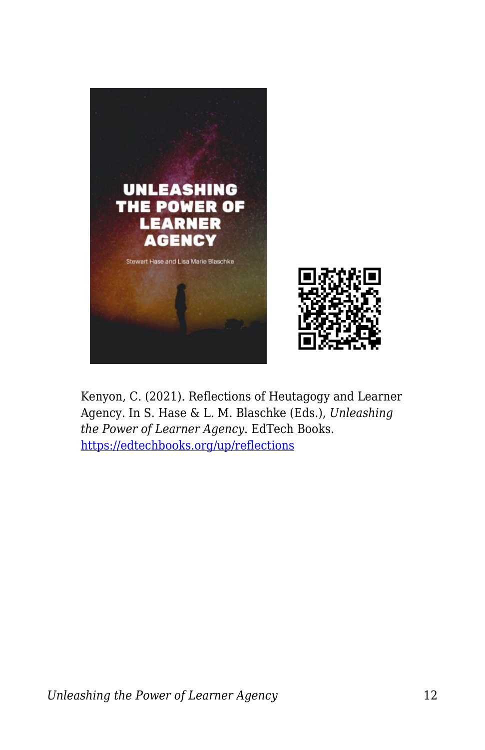Kenyon, C. (2021). Reflections of Heutagogy and Learner Agency. In S. Hase & L. M. Blaschke (Eds.), *Unleashing the Power of Learner Agency*. EdTech Books. https://edtechbooks.org/up/reflections